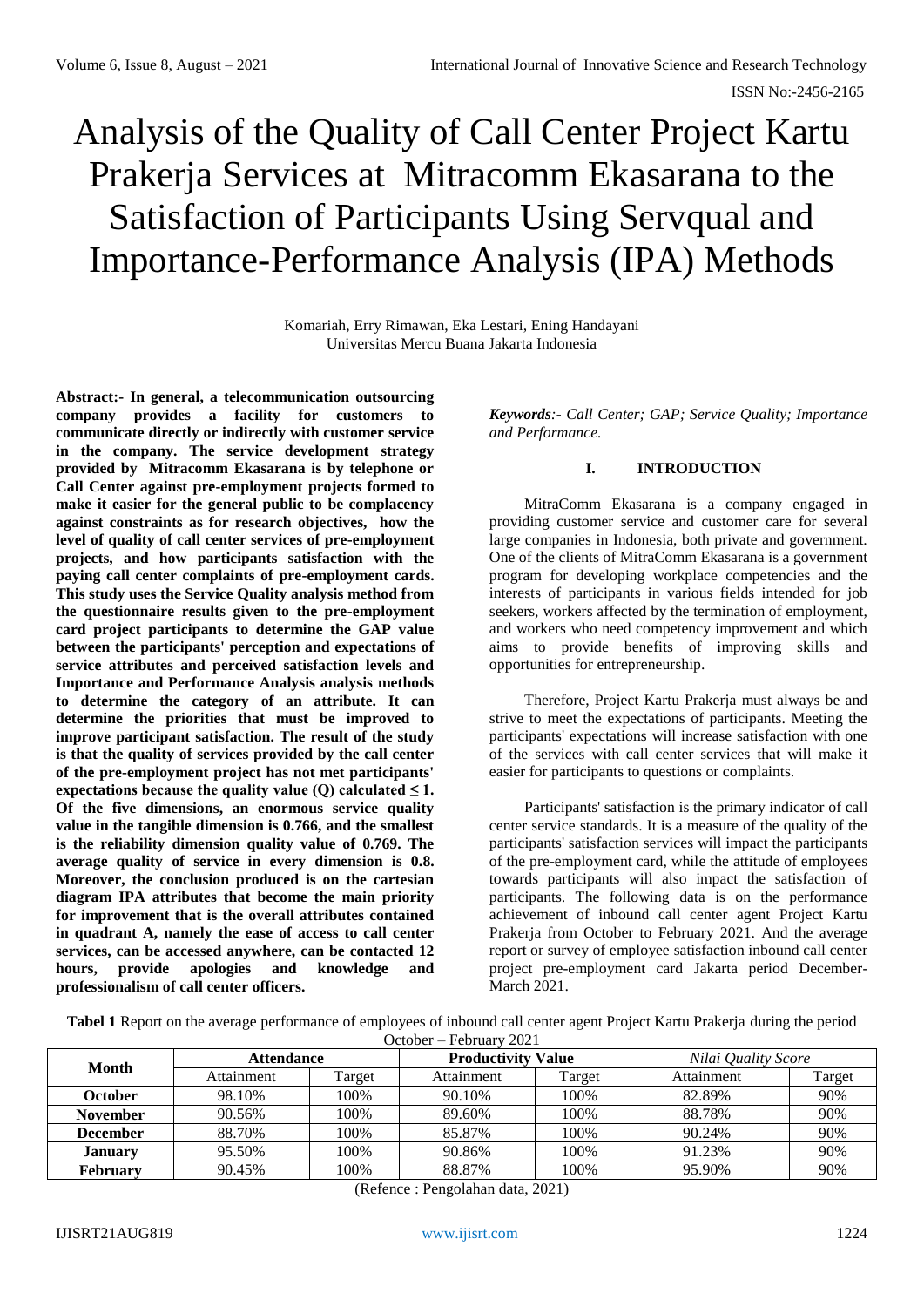# Analysis of the Quality of Call Center Project Kartu Prakerja Services at Mitracomm Ekasarana to the Satisfaction of Participants Using Servqual and Importance-Performance Analysis (IPA) Methods

Komariah, Erry Rimawan, Eka Lestari, Ening Handayani
Universitas Mercu Buana Jakarta Indonesia

**Abstract:- In general, a telecommunication outsourcing company provides a facility for customers to communicate directly or indirectly with customer service in the company. The service development strategy provided by Mitracomm Ekasarana is by telephone or Call Center against pre-employment projects formed to make it easier for the general public to be complacency against constraints as for research objectives, how the level of quality of call center services of pre-employment projects, and how participants satisfaction with the paying call center complaints of pre-employment cards. This study uses the Service Quality analysis method from the questionnaire results given to the pre-employment card project participants to determine the GAP value between the participants' perception and expectations of service attributes and perceived satisfaction levels and Importance and Performance Analysis analysis methods to determine the category of an attribute. It can determine the priorities that must be improved to improve participant satisfaction. The result of the study is that the quality of services provided by the call center of the pre-employment project has not met participants' expectations because the quality value (Q) calculated ≤ 1. Of the five dimensions, an enormous service quality value in the tangible dimension is 0.766, and the smallest is the reliability dimension quality value of 0.769. The average quality of service in every dimension is 0.8. Moreover, the conclusion produced is on the cartesian diagram IPA attributes that become the main priority for improvement that is the overall attributes contained in quadrant A, namely the ease of access to call center services, can be accessed anywhere, can be contacted 12 hours, provide apologies and knowledge and professionalism of call center officers.**

***Keywords**:- Call Center; GAP; Service Quality; Importance and Performance.*

## I. INTRODUCTION

MitraComm Ekasarana is a company engaged in providing customer service and customer care for several large companies in Indonesia, both private and government. One of the clients of MitraComm Ekasarana is a government program for developing workplace competencies and the interests of participants in various fields intended for job seekers, workers affected by the termination of employment, and workers who need competency improvement and which aims to provide benefits of improving skills and opportunities for entrepreneurship.

Therefore, Project Kartu Prakerja must always be and strive to meet the expectations of participants. Meeting the participants' expectations will increase satisfaction with one of the services with call center services that will make it easier for participants to questions or complaints.

Participants' satisfaction is the primary indicator of call center service standards. It is a measure of the quality of the participants' satisfaction services will impact the participants of the pre-employment card, while the attitude of employees towards participants will also impact the satisfaction of participants. The following data is on the performance achievement of inbound call center agent Project Kartu Prakerja from October to February 2021. And the average report or survey of employee satisfaction inbound call center project pre-employment card Jakarta period December-March 2021.

**Tabel 1** Report on the average performance of employees of inbound call center agent Project Kartu Prakerja during the period October – February 2021

| Month | Attendance | | Productivity Value | | *Nilai Quality Score* | |
|---|---|---|---|---|---|---|
| | Attainment | Target | Attainment | Target | Attainment | Target |
| **October** | 98.10% | 100% | 90.10% | 100% | 82.89% | 90% |
| **November** | 90.56% | 100% | 89.60% | 100% | 88.78% | 90% |
| **December** | 88.70% | 100% | 85.87% | 100% | 90.24% | 90% |
| **January** | 95.50% | 100% | 90.86% | 100% | 91.23% | 90% |
| **February** | 90.45% | 100% | 88.87% | 100% | 95.90% | 90% |

(Refence : Pengolahan data, 2021)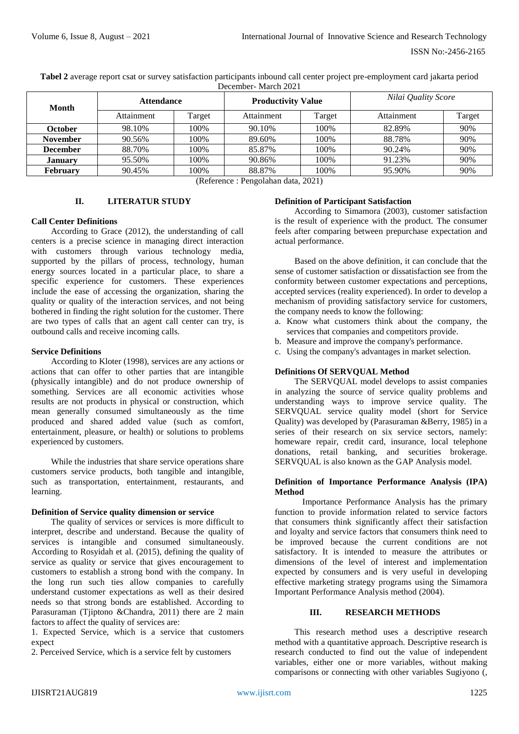**Tabel 2** average report csat or survey satisfaction participants inbound call center project pre-employment card jakarta period December- March 2021

| Month | Attendance | | Productivity Value | | *Nilai Quality Score* | |
|---|---|---|---|---|---|---|
| | Attainment | Target | Attainment | Target | Attainment | Target |
| **October** | 98.10% | 100% | 90.10% | 100% | 82.89% | 90% |
| **November** | 90.56% | 100% | 89.60% | 100% | 88.78% | 90% |
| **December** | 88.70% | 100% | 85.87% | 100% | 90.24% | 90% |
| **January** | 95.50% | 100% | 90.86% | 100% | 91.23% | 90% |
| **February** | 90.45% | 100% | 88.87% | 100% | 95.90% | 90% |

(Reference : Pengolahan data, 2021)

## II. LITERATUR STUDY

### Call Center Definitions

According to Grace (2012), the understanding of call centers is a precise science in managing direct interaction with customers through various technology media, supported by the pillars of process, technology, human energy sources located in a particular place, to share a specific experience for customers. These experiences include the ease of accessing the organization, sharing the quality or quality of the interaction services, and not being bothered in finding the right solution for the customer. There are two types of calls that an agent call center can try, is outbound calls and receive incoming calls.

### Service Definitions

According to Kloter (1998), services are any actions or actions that can offer to other parties that are intangible (physically intangible) and do not produce ownership of something. Services are all economic activities whose results are not products in physical or construction, which mean generally consumed simultaneously as the time produced and shared added value (such as comfort, entertainment, pleasure, or health) or solutions to problems experienced by customers.

While the industries that share service operations share customers service products, both tangible and intangible, such as transportation, entertainment, restaurants, and learning.

### Definition of Service quality dimension or service

The quality of services or services is more difficult to interpret, describe and understand. Because the quality of services is intangible and consumed simultaneously. According to Rosyidah et al. (2015), defining the quality of service as quality or service that gives encouragement to customers to establish a strong bond with the company. In the long run such ties allow companies to carefully understand customer expectations as well as their desired needs so that strong bonds are established. According to Parasuraman (Tjiptono &Chandra, 2011) there are 2 main factors to affect the quality of services are:

1. Expected Service, which is a service that customers expect
2. Perceived Service, which is a service felt by customers

### Definition of Participant Satisfaction

According to Simamora (2003), customer satisfaction is the result of experience with the product. The consumer feels after comparing between prepurchase expectation and actual performance.

Based on the above definition, it can conclude that the sense of customer satisfaction or dissatisfaction see from the conformity between customer expectations and perceptions, accepted services (reality experienced). In order to develop a mechanism of providing satisfactory service for customers, the company needs to know the following:

a. Know what customers think about the company, the services that companies and competitors provide.
b. Measure and improve the company's performance.
c. Using the company's advantages in market selection.

### Definitions Of SERVQUAL Method

The SERVQUAL model develops to assist companies in analyzing the source of service quality problems and understanding ways to improve service quality. The SERVQUAL service quality model (short for Service Quality) was developed by (Parasuraman &Berry, 1985) in a series of their research on six service sectors, namely: homeware repair, credit card, insurance, local telephone donations, retail banking, and securities brokerage. SERVQUAL is also known as the GAP Analysis model.

### Definition of Importance Performance Analysis (IPA) Method

Importance Performance Analysis has the primary function to provide information related to service factors that consumers think significantly affect their satisfaction and loyalty and service factors that consumers think need to be improved because the current conditions are not satisfactory. It is intended to measure the attributes or dimensions of the level of interest and implementation expected by consumers and is very useful in developing effective marketing strategy programs using the Simamora Important Performance Analysis method (2004).

## III. RESEARCH METHODS

This research method uses a descriptive research method with a quantitative approach. Descriptive research is research conducted to find out the value of independent variables, either one or more variables, without making comparisons or connecting with other variables Sugiyono (,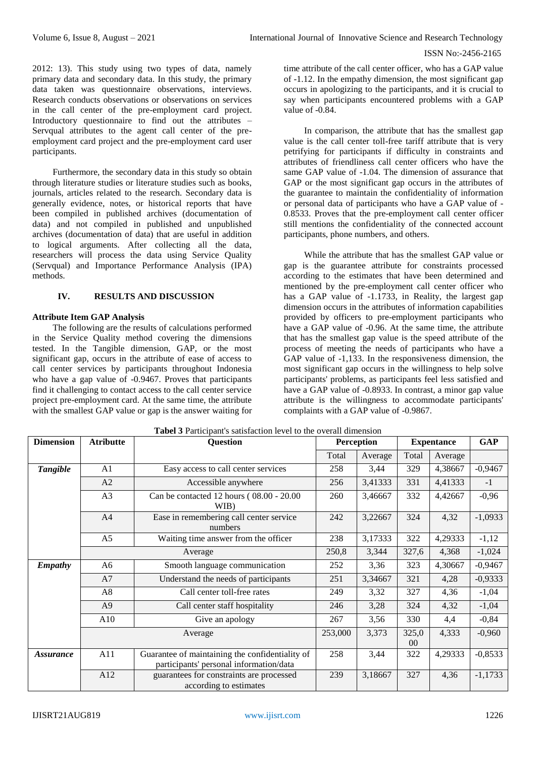2012: 13). This study using two types of data, namely primary data and secondary data. In this study, the primary data taken was questionnaire observations, interviews. Research conducts observations or observations on services in the call center of the pre-employment card project. Introductory questionnaire to find out the attributes – Servqual attributes to the agent call center of the pre-employment card project and the pre-employment card user participants.

Furthermore, the secondary data in this study so obtain through literature studies or literature studies such as books, journals, articles related to the research. Secondary data is generally evidence, notes, or historical reports that have been compiled in published archives (documentation of data) and not compiled in published and unpublished archives (documentation of data) that are useful in addition to logical arguments. After collecting all the data, researchers will process the data using Service Quality (Servqual) and Importance Performance Analysis (IPA) methods.

## IV. RESULTS AND DISCUSSION

### Attribute Item GAP Analysis

The following are the results of calculations performed in the Service Quality method covering the dimensions tested. In the Tangible dimension, GAP, or the most significant gap, occurs in the attribute of ease of access to call center services by participants throughout Indonesia who have a gap value of -0.9467. Proves that participants find it challenging to contact access to the call center service project pre-employment card. At the same time, the attribute with the smallest GAP value or gap is the answer waiting for time attribute of the call center officer, who has a GAP value of -1.12. In the empathy dimension, the most significant gap occurs in apologizing to the participants, and it is crucial to say when participants encountered problems with a GAP value of -0.84.

In comparison, the attribute that has the smallest gap value is the call center toll-free tariff attribute that is very petrifying for participants if difficulty in constraints and attributes of friendliness call center officers who have the same GAP value of -1.04. The dimension of assurance that GAP or the most significant gap occurs in the attributes of the guarantee to maintain the confidentiality of information or personal data of participants who have a GAP value of -0.8533. Proves that the pre-employment call center officer still mentions the confidentiality of the connected account participants, phone numbers, and others.

While the attribute that has the smallest GAP value or gap is the guarantee attribute for constraints processed according to the estimates that have been determined and mentioned by the pre-employment call center officer who has a GAP value of -1.1733, in Reality, the largest gap dimension occurs in the attributes of information capabilities provided by officers to pre-employment participants who have a GAP value of -0.96. At the same time, the attribute that has the smallest gap value is the speed attribute of the process of meeting the needs of participants who have a GAP value of -1,133. In the responsiveness dimension, the most significant gap occurs in the willingness to help solve participants' problems, as participants feel less satisfied and have a GAP value of -0.8933. In contrast, a minor gap value attribute is the willingness to accommodate participants' complaints with a GAP value of -0.9867.

**Tabel 3** Participant's satisfaction level to the overall dimension

| Dimension | Atributte | Question | Perception | | Expentance | | GAP |
|---|---|---|---|---|---|---|---|
| | | | Total | Average | Total | Average | |
| ***Tangible*** | A1 | Easy access to call center services | 258 | 3,44 | 329 | 4,38667 | -0,9467 |
| | A2 | Accessible anywhere | 256 | 3,41333 | 331 | 4,41333 | -1 |
| | A3 | Can be contacted 12 hours ( 08.00 - 20.00 WIB) | 260 | 3,46667 | 332 | 4,42667 | -0,96 |
| | A4 | Ease in remembering call center service numbers | 242 | 3,22667 | 324 | 4,32 | -1,0933 |
| | A5 | Waiting time answer from the officer | 238 | 3,17333 | 322 | 4,29333 | -1,12 |
| | | Average | 250,8 | 3,344 | 327,6 | 4,368 | -1,024 |
| ***Empathy*** | A6 | Smooth language communication | 252 | 3,36 | 323 | 4,30667 | -0,9467 |
| | A7 | Understand the needs of participants | 251 | 3,34667 | 321 | 4,28 | -0,9333 |
| | A8 | Call center toll-free rates | 249 | 3,32 | 327 | 4,36 | -1,04 |
| | A9 | Call center staff hospitality | 246 | 3,28 | 324 | 4,32 | -1,04 |
| | A10 | Give an apology | 267 | 3,56 | 330 | 4,4 | -0,84 |
| | | Average | 253,000 | 3,373 | 325,000 | 4,333 | -0,960 |
| ***Assurance*** | A11 | Guarantee of maintaining the confidentiality of participants' personal information/data | 258 | 3,44 | 322 | 4,29333 | -0,8533 |
| | A12 | guarantees for constraints are processed according to estimates | 239 | 3,18667 | 327 | 4,36 | -1,1733 |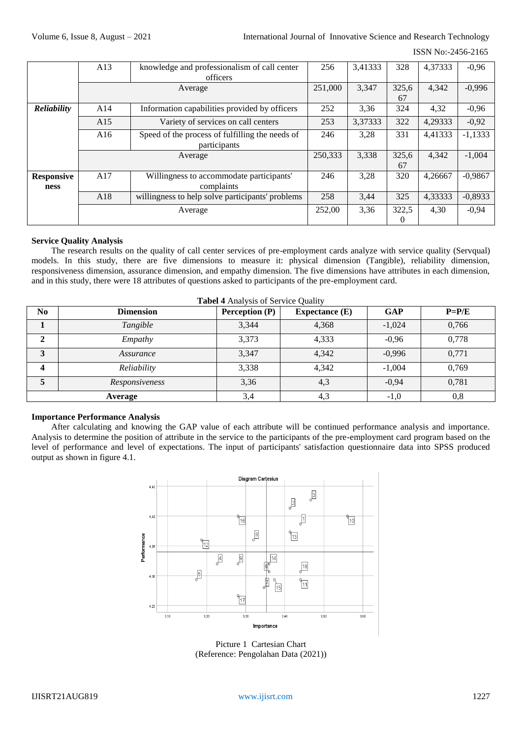|  | A13 | knowledge and professionalism of call center officers | 256 | 3,41333 | 328 | 4,37333 | -0,96 |
|---|---|---|---|---|---|---|---|
|  | Average | | 251,000 | 3,347 | 325,667 | 4,342 | -0,996 |
| ***Reliability*** | A14 | Information capabilities provided by officers | 252 | 3,36 | 324 | 4,32 | -0,96 |
|  | A15 | Variety of services on call centers | 253 | 3,37333 | 322 | 4,29333 | -0,92 |
|  | A16 | Speed of the process of fulfilling the needs of participants | 246 | 3,28 | 331 | 4,41333 | -1,1333 |
|  | Average | | 250,333 | 3,338 | 325,667 | 4,342 | -1,004 |
| **Responsiveness** | A17 | Willingness to accommodate participants' complaints | 246 | 3,28 | 320 | 4,26667 | -0,9867 |
|  | A18 | willingness to help solve participants' problems | 258 | 3,44 | 325 | 4,33333 | -0,8933 |
|  | Average | | 252,00 | 3,36 | 322,50 | 4,30 | -0,94 |

**Service Quality Analysis**

The research results on the quality of call center services of pre-employment cards analyze with service quality (Servqual) models. In this study, there are five dimensions to measure it: physical dimension (Tangible), reliability dimension, responsiveness dimension, assurance dimension, and empathy dimension. The five dimensions have attributes in each dimension, and in this study, there were 18 attributes of questions asked to participants of the pre-employment card.

**Tabel 4** Analysis of Service Quality

| No | Dimension | Perception (P) | Expectance (E) | GAP | P=P/E |
|---|---|---|---|---|---|
| 1 | *Tangible* | 3,344 | 4,368 | -1,024 | 0,766 |
| 2 | *Empathy* | 3,373 | 4,333 | -0,96 | 0,778 |
| 3 | *Assurance* | 3,347 | 4,342 | -0,996 | 0,771 |
| 4 | *Reliability* | 3,338 | 4,342 | -1,004 | 0,769 |
| 5 | *Responsiveness* | 3,36 | 4,3 | -0,94 | 0,781 |
| **Average** | | 3,4 | 4,3 | -1,0 | 0,8 |

**Importance Performance Analysis**

After calculating and knowing the GAP value of each attribute will be continued performance analysis and importance. Analysis to determine the position of attribute in the service to the participants of the pre-employment card program based on the level of performance and level of expectations. The input of participants' satisfaction questionnaire data into SPSS produced output as shown in figure 4.1.

Picture 1 Cartesian Chart
(Reference: Pengolahan Data (2021))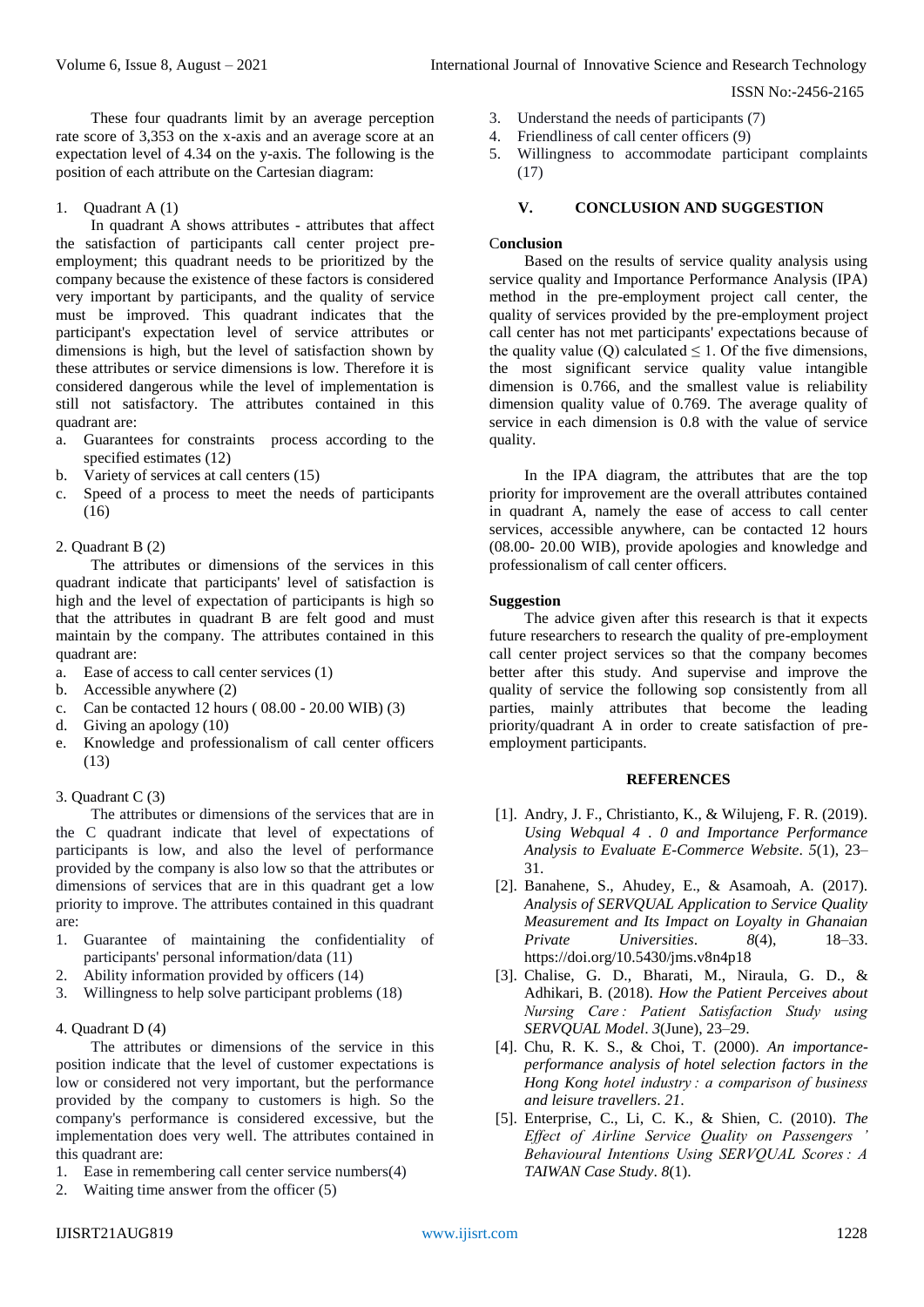These four quadrants limit by an average perception rate score of 3,353 on the x-axis and an average score at an expectation level of 4.34 on the y-axis. The following is the position of each attribute on the Cartesian diagram:

1. Quadrant A (1)

In quadrant A shows attributes - attributes that affect the satisfaction of participants call center project pre-employment; this quadrant needs to be prioritized by the company because the existence of these factors is considered very important by participants, and the quality of service must be improved. This quadrant indicates that the participant's expectation level of service attributes or dimensions is high, but the level of satisfaction shown by these attributes or service dimensions is low. Therefore it is considered dangerous while the level of implementation is still not satisfactory. The attributes contained in this quadrant are:

a. Guarantees for constraints process according to the specified estimates (12)
b. Variety of services at call centers (15)
c. Speed of a process to meet the needs of participants (16)

2. Quadrant B (2)

The attributes or dimensions of the services in this quadrant indicate that participants' level of satisfaction is high and the level of expectation of participants is high so that the attributes in quadrant B are felt good and must maintain by the company. The attributes contained in this quadrant are:

a. Ease of access to call center services (1)
b. Accessible anywhere (2)
c. Can be contacted 12 hours ( 08.00 - 20.00 WIB) (3)
d. Giving an apology (10)
e. Knowledge and professionalism of call center officers (13)

3. Quadrant C (3)

The attributes or dimensions of the services that are in the C quadrant indicate that level of expectations of participants is low, and also the level of performance provided by the company is also low so that the attributes or dimensions of services that are in this quadrant get a low priority to improve. The attributes contained in this quadrant are:

1. Guarantee of maintaining the confidentiality of participants' personal information/data (11)
2. Ability information provided by officers (14)
3. Willingness to help solve participant problems (18)

4. Quadrant D (4)

The attributes or dimensions of the service in this position indicate that the level of customer expectations is low or considered not very important, but the performance provided by the company to customers is high. So the company's performance is considered excessive, but the implementation does very well. The attributes contained in this quadrant are:

1. Ease in remembering call center service numbers(4)
2. Waiting time answer from the officer (5)
3. Understand the needs of participants (7)
4. Friendliness of call center officers (9)
5. Willingness to accommodate participant complaints (17)

## V. CONCLUSION AND SUGGESTION

### Conclusion

Based on the results of service quality analysis using service quality and Importance Performance Analysis (IPA) method in the pre-employment project call center, the quality of services provided by the pre-employment project call center has not met participants' expectations because of the quality value (Q) calculated ≤ 1. Of the five dimensions, the most significant service quality value intangible dimension is 0.766, and the smallest value is reliability dimension quality value of 0.769. The average quality of service in each dimension is 0.8 with the value of service quality.

In the IPA diagram, the attributes that are the top priority for improvement are the overall attributes contained in quadrant A, namely the ease of access to call center services, accessible anywhere, can be contacted 12 hours (08.00- 20.00 WIB), provide apologies and knowledge and professionalism of call center officers.

### Suggestion

The advice given after this research is that it expects future researchers to research the quality of pre-employment call center project services so that the company becomes better after this study. And supervise and improve the quality of service the following sop consistently from all parties, mainly attributes that become the leading priority/quadrant A in order to create satisfaction of pre-employment participants.

## REFERENCES

[1]. Andry, J. F., Christianto, K., & Wilujeng, F. R. (2019). *Using Webqual 4 . 0 and Importance Performance Analysis to Evaluate E-Commerce Website*. *5*(1), 23–31.

[2]. Banahene, S., Ahudey, E., & Asamoah, A. (2017). *Analysis of SERVQUAL Application to Service Quality Measurement and Its Impact on Loyalty in Ghanaian Private Universities*. *8*(4), 18–33. https://doi.org/10.5430/jms.v8n4p18

[3]. Chalise, G. D., Bharati, M., Niraula, G. D., & Adhikari, B. (2018). *How the Patient Perceives about Nursing Care : Patient Satisfaction Study using SERVQUAL Model*. *3*(June), 23–29.

[4]. Chu, R. K. S., & Choi, T. (2000). *An importance-performance analysis of hotel selection factors in the Hong Kong hotel industry : a comparison of business and leisure travellers*. *21*.

[5]. Enterprise, C., Li, C. K., & Shien, C. (2010). *The Effect of Airline Service Quality on Passengers ' Behavioural Intentions Using SERVQUAL Scores : A TAIWAN Case Study*. *8*(1).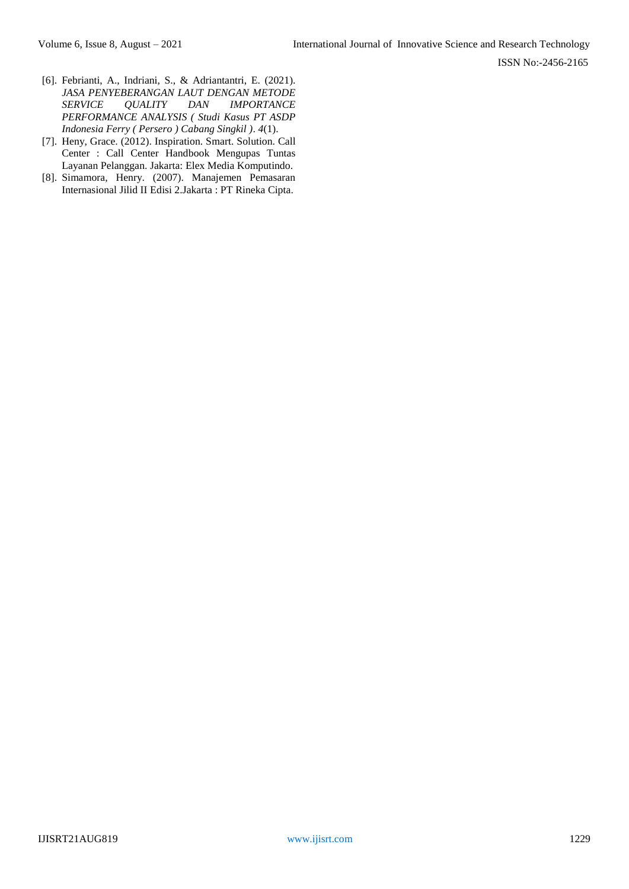[6]. Febrianti, A., Indriani, S., & Adriantantri, E. (2021). *JASA PENYEBERANGAN LAUT DENGAN METODE SERVICE QUALITY DAN IMPORTANCE PERFORMANCE ANALYSIS ( Studi Kasus PT ASDP Indonesia Ferry ( Persero ) Cabang Singkil )*. *4*(1).

[7]. Heny, Grace. (2012). Inspiration. Smart. Solution. Call Center : Call Center Handbook Mengupas Tuntas Layanan Pelanggan. Jakarta: Elex Media Komputindo.

[8]. Simamora, Henry. (2007). Manajemen Pemasaran Internasional Jilid II Edisi 2.Jakarta : PT Rineka Cipta.